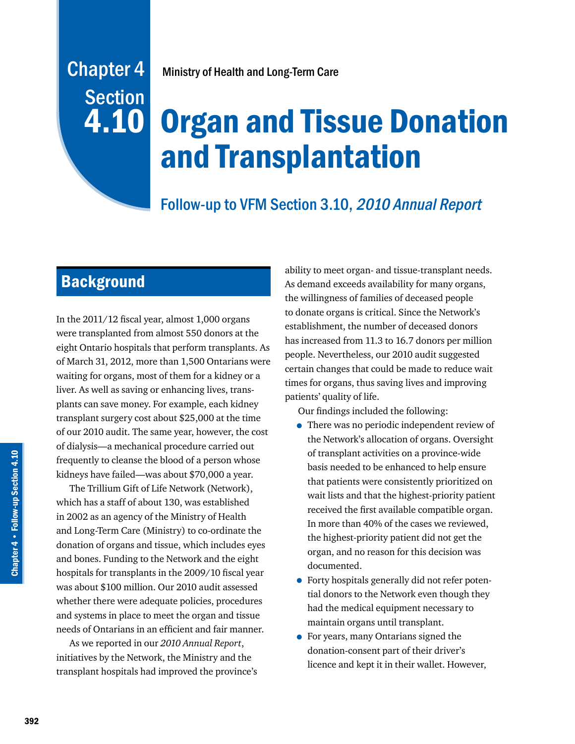# Chapter 4 Section 4.10

Ministry of Health and Long-Term Care

# Organ and Tissue Donation and Transplantation

## Follow-up to VFM Section 3.10, *2010 Annual Report*

## Background

In the 2011/12 fiscal year, almost 1,000 organs were transplanted from almost 550 donors at the eight Ontario hospitals that perform transplants. As of March 31, 2012, more than 1,500 Ontarians were waiting for organs, most of them for a kidney or a liver. As well as saving or enhancing lives, transplants can save money. For example, each kidney transplant surgery cost about $25,000 at the time of our 2010 audit. The same year, however, the cost of dialysis—a mechanical procedure carried out frequently to cleanse the blood of a person whose kidneys have failed—was about $70,000 a year.

The Trillium Gift of Life Network (Network), which has a staff of about 130, was established in 2002 as an agency of the Ministry of Health and Long-Term Care (Ministry) to co-ordinate the donation of organs and tissue, which includes eyes and bones. Funding to the Network and the eight hospitals for transplants in the 2009/10 fiscal year was about $100 million. Our 2010 audit assessed whether there were adequate policies, procedures and systems in place to meet the organ and tissue needs of Ontarians in an efficient and fair manner.

As we reported in our *2010 Annual Report*, initiatives by the Network, the Ministry and the transplant hospitals had improved the province's ability to meet organ- and tissue-transplant needs. As demand exceeds availability for many organs, the willingness of families of deceased people to donate organs is critical. Since the Network's establishment, the number of deceased donors has increased from 11.3 to 16.7 donors per million people. Nevertheless, our 2010 audit suggested certain changes that could be made to reduce wait times for organs, thus saving lives and improving patients' quality of life.

Our findings included the following:

- There was no periodic independent review of the Network's allocation of organs. Oversight of transplant activities on a province-wide basis needed to be enhanced to help ensure that patients were consistently prioritized on wait lists and that the highest-priority patient received the first available compatible organ. In more than 40% of the cases we reviewed, the highest-priority patient did not get the organ, and no reason for this decision was documented.
- Forty hospitals generally did not refer potential donors to the Network even though they had the medical equipment necessary to maintain organs until transplant.
- For years, many Ontarians signed the donation-consent part of their driver's licence and kept it in their wallet. However,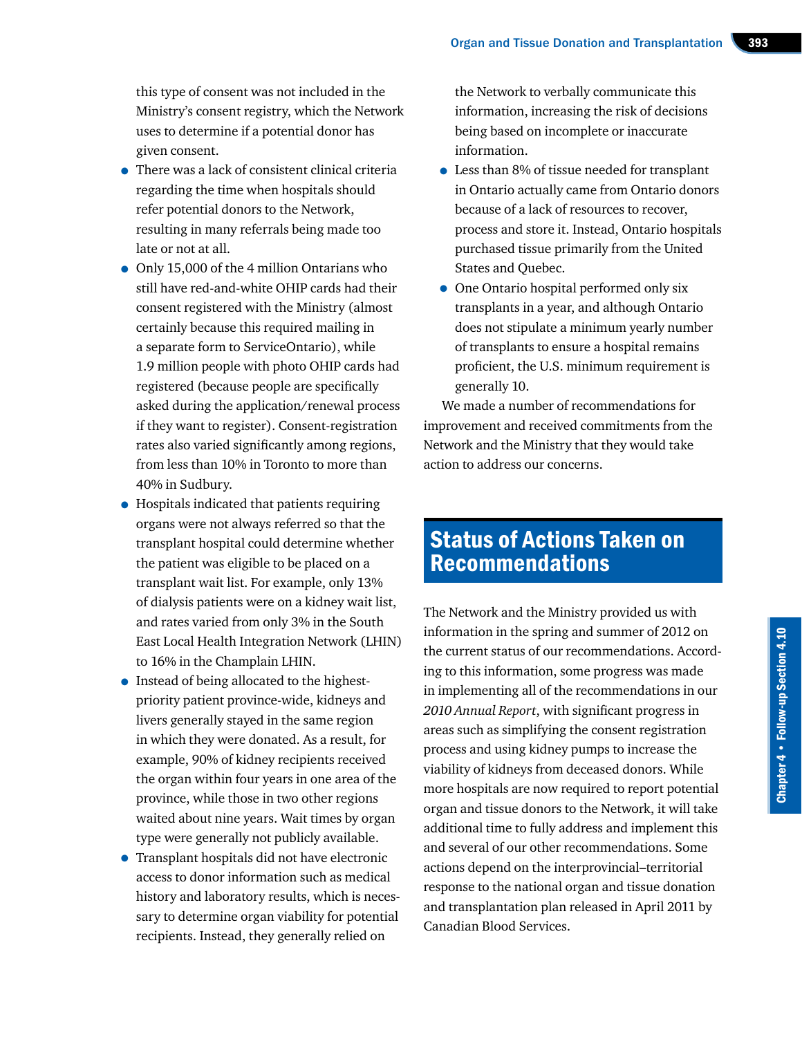this type of consent was not included in the Ministry's consent registry, which the Network uses to determine if a potential donor has given consent.

- There was a lack of consistent clinical criteria regarding the time when hospitals should refer potential donors to the Network, resulting in many referrals being made too late or not at all.
- Only 15,000 of the 4 million Ontarians who still have red-and-white OHIP cards had their consent registered with the Ministry (almost certainly because this required mailing in a separate form to ServiceOntario), while 1.9 million people with photo OHIP cards had registered (because people are specifically asked during the application/renewal process if they want to register). Consent-registration rates also varied significantly among regions, from less than 10% in Toronto to more than 40% in Sudbury.
- Hospitals indicated that patients requiring organs were not always referred so that the transplant hospital could determine whether the patient was eligible to be placed on a transplant wait list. For example, only 13% of dialysis patients were on a kidney wait list, and rates varied from only 3% in the South East Local Health Integration Network (LHIN) to 16% in the Champlain LHIN.
- Instead of being allocated to the highest-priority patient province-wide, kidneys and livers generally stayed in the same region in which they were donated. As a result, for example, 90% of kidney recipients received the organ within four years in one area of the province, while those in two other regions waited about nine years. Wait times by organ type were generally not publicly available.
- Transplant hospitals did not have electronic access to donor information such as medical history and laboratory results, which is necessary to determine organ viability for potential recipients. Instead, they generally relied on the Network to verbally communicate this information, increasing the risk of decisions being based on incomplete or inaccurate information.
- Less than 8% of tissue needed for transplant in Ontario actually came from Ontario donors because of a lack of resources to recover, process and store it. Instead, Ontario hospitals purchased tissue primarily from the United States and Quebec.
- One Ontario hospital performed only six transplants in a year, and although Ontario does not stipulate a minimum yearly number of transplants to ensure a hospital remains proficient, the U.S. minimum requirement is generally 10.

We made a number of recommendations for improvement and received commitments from the Network and the Ministry that they would take action to address our concerns.

## Status of Actions Taken on Recommendations

The Network and the Ministry provided us with information in the spring and summer of 2012 on the current status of our recommendations. According to this information, some progress was made in implementing all of the recommendations in our *2010 Annual Report*, with significant progress in areas such as simplifying the consent registration process and using kidney pumps to increase the viability of kidneys from deceased donors. While more hospitals are now required to report potential organ and tissue donors to the Network, it will take additional time to fully address and implement this and several of our other recommendations. Some actions depend on the interprovincial–territorial response to the national organ and tissue donation and transplantation plan released in April 2011 by Canadian Blood Services.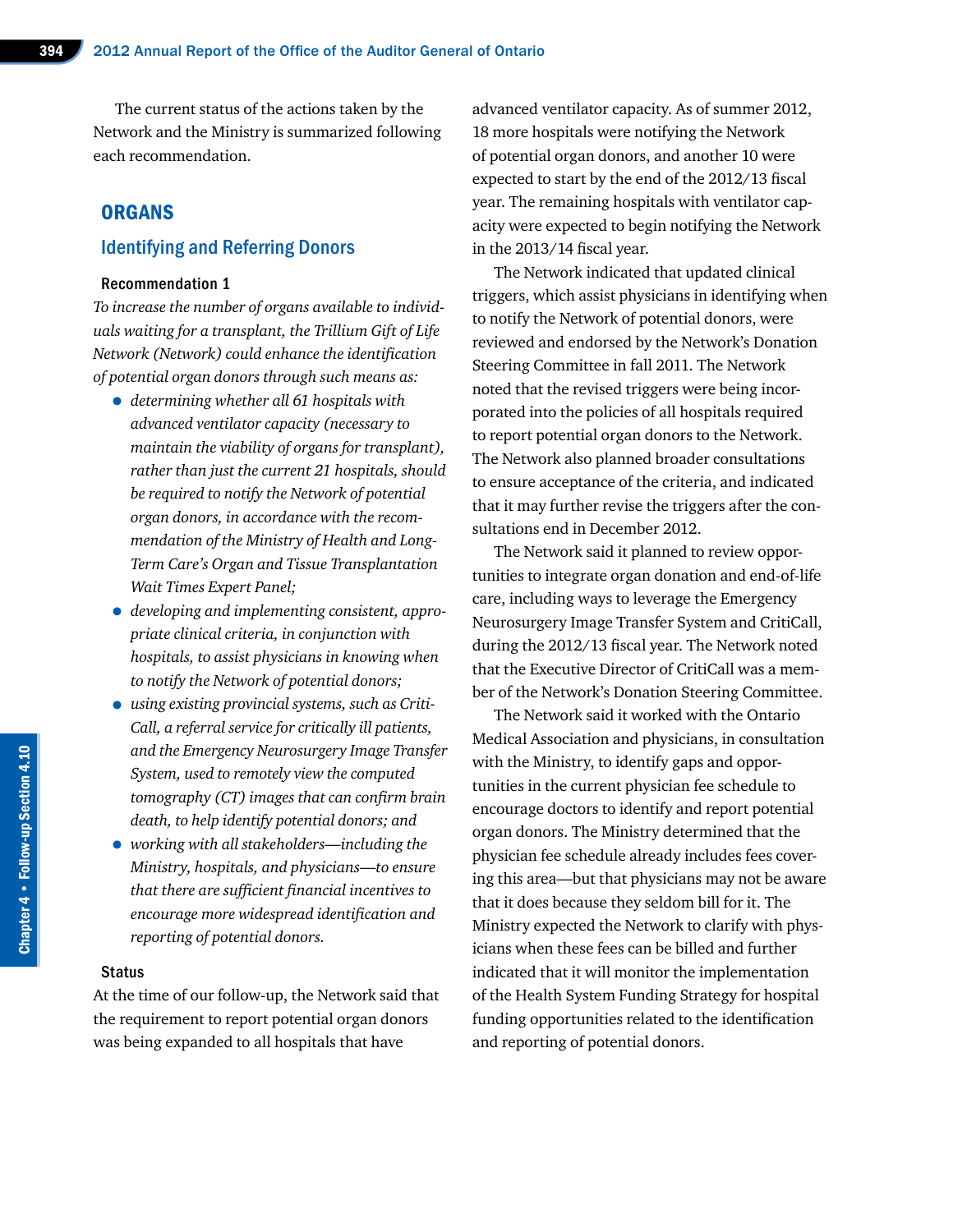The current status of the actions taken by the Network and the Ministry is summarized following each recommendation.

## ORGANS

### Identifying and Referring Donors

#### Recommendation 1

*To increase the number of organs available to individuals waiting for a transplant, the Trillium Gift of Life Network (Network) could enhance the identification of potential organ donors through such means as:*

- *determining whether all 61 hospitals with advanced ventilator capacity (necessary to maintain the viability of organs for transplant), rather than just the current 21 hospitals, should be required to notify the Network of potential organ donors, in accordance with the recommendation of the Ministry of Health and Long-Term Care's Organ and Tissue Transplantation Wait Times Expert Panel;*
- *developing and implementing consistent, appropriate clinical criteria, in conjunction with hospitals, to assist physicians in knowing when to notify the Network of potential donors;*
- *using existing provincial systems, such as CritiCall, a referral service for critically ill patients, and the Emergency Neurosurgery Image Transfer System, used to remotely view the computed tomography (CT) images that can confirm brain death, to help identify potential donors; and*
- *working with all stakeholders—including the Ministry, hospitals, and physicians—to ensure that there are sufficient financial incentives to encourage more widespread identification and reporting of potential donors.*

#### Status

At the time of our follow-up, the Network said that the requirement to report potential organ donors was being expanded to all hospitals that have advanced ventilator capacity. As of summer 2012, 18 more hospitals were notifying the Network of potential organ donors, and another 10 were expected to start by the end of the 2012/13 fiscal year. The remaining hospitals with ventilator capacity were expected to begin notifying the Network in the 2013/14 fiscal year.

The Network indicated that updated clinical triggers, which assist physicians in identifying when to notify the Network of potential donors, were reviewed and endorsed by the Network's Donation Steering Committee in fall 2011. The Network noted that the revised triggers were being incorporated into the policies of all hospitals required to report potential organ donors to the Network. The Network also planned broader consultations to ensure acceptance of the criteria, and indicated that it may further revise the triggers after the consultations end in December 2012.

The Network said it planned to review opportunities to integrate organ donation and end-of-life care, including ways to leverage the Emergency Neurosurgery Image Transfer System and CritiCall, during the 2012/13 fiscal year. The Network noted that the Executive Director of CritiCall was a member of the Network's Donation Steering Committee.

The Network said it worked with the Ontario Medical Association and physicians, in consultation with the Ministry, to identify gaps and opportunities in the current physician fee schedule to encourage doctors to identify and report potential organ donors. The Ministry determined that the physician fee schedule already includes fees covering this area—but that physicians may not be aware that it does because they seldom bill for it. The Ministry expected the Network to clarify with physicians when these fees can be billed and further indicated that it will monitor the implementation of the Health System Funding Strategy for hospital funding opportunities related to the identification and reporting of potential donors.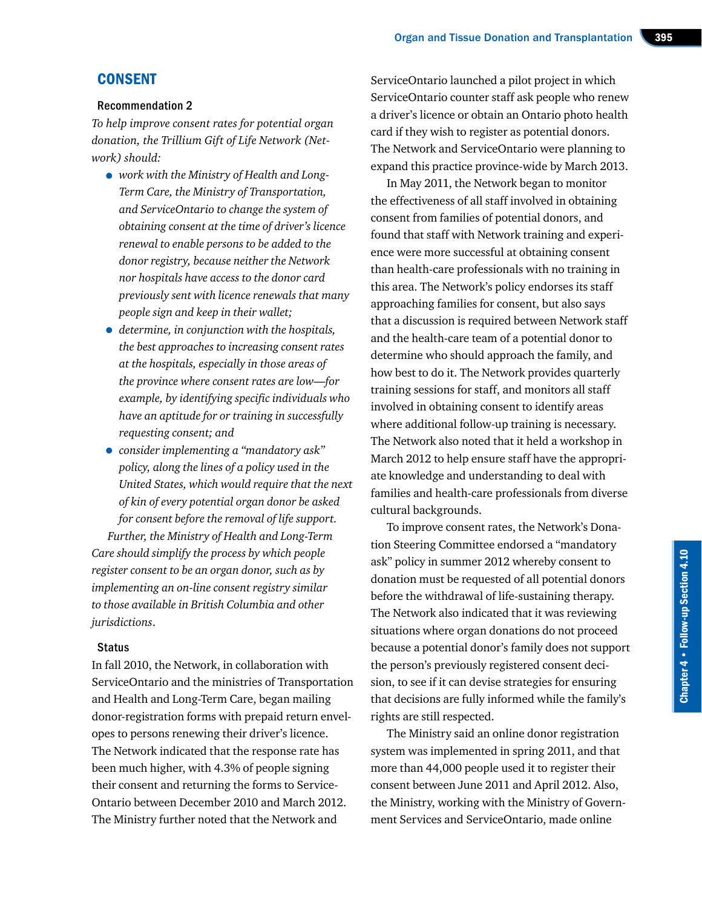## CONSENT

### Recommendation 2

*To help improve consent rates for potential organ donation, the Trillium Gift of Life Network (Network) should:*

- *work with the Ministry of Health and Long-Term Care, the Ministry of Transportation, and ServiceOntario to change the system of obtaining consent at the time of driver's licence renewal to enable persons to be added to the donor registry, because neither the Network nor hospitals have access to the donor card previously sent with licence renewals that many people sign and keep in their wallet;*
- *determine, in conjunction with the hospitals, the best approaches to increasing consent rates at the hospitals, especially in those areas of the province where consent rates are low—for example, by identifying specific individuals who have an aptitude for or training in successfully requesting consent; and*
- *consider implementing a "mandatory ask" policy, along the lines of a policy used in the United States, which would require that the next of kin of every potential organ donor be asked for consent before the removal of life support.*

*Further, the Ministry of Health and Long-Term Care should simplify the process by which people register consent to be an organ donor, such as by implementing an on-line consent registry similar to those available in British Columbia and other jurisdictions.*

### Status

In fall 2010, the Network, in collaboration with ServiceOntario and the ministries of Transportation and Health and Long-Term Care, began mailing donor-registration forms with prepaid return envelopes to persons renewing their driver's licence. The Network indicated that the response rate has been much higher, with 4.3% of people signing their consent and returning the forms to ServiceOntario between December 2010 and March 2012. The Ministry further noted that the Network and ServiceOntario launched a pilot project in which ServiceOntario counter staff ask people who renew a driver's licence or obtain an Ontario photo health card if they wish to register as potential donors. The Network and ServiceOntario were planning to expand this practice province-wide by March 2013.

In May 2011, the Network began to monitor the effectiveness of all staff involved in obtaining consent from families of potential donors, and found that staff with Network training and experience were more successful at obtaining consent than health-care professionals with no training in this area. The Network's policy endorses its staff approaching families for consent, but also says that a discussion is required between Network staff and the health-care team of a potential donor to determine who should approach the family, and how best to do it. The Network provides quarterly training sessions for staff, and monitors all staff involved in obtaining consent to identify areas where additional follow-up training is necessary. The Network also noted that it held a workshop in March 2012 to help ensure staff have the appropriate knowledge and understanding to deal with families and health-care professionals from diverse cultural backgrounds.

To improve consent rates, the Network's Donation Steering Committee endorsed a "mandatory ask" policy in summer 2012 whereby consent to donation must be requested of all potential donors before the withdrawal of life-sustaining therapy. The Network also indicated that it was reviewing situations where organ donations do not proceed because a potential donor's family does not support the person's previously registered consent decision, to see if it can devise strategies for ensuring that decisions are fully informed while the family's rights are still respected.

The Ministry said an online donor registration system was implemented in spring 2011, and that more than 44,000 people used it to register their consent between June 2011 and April 2012. Also, the Ministry, working with the Ministry of Government Services and ServiceOntario, made online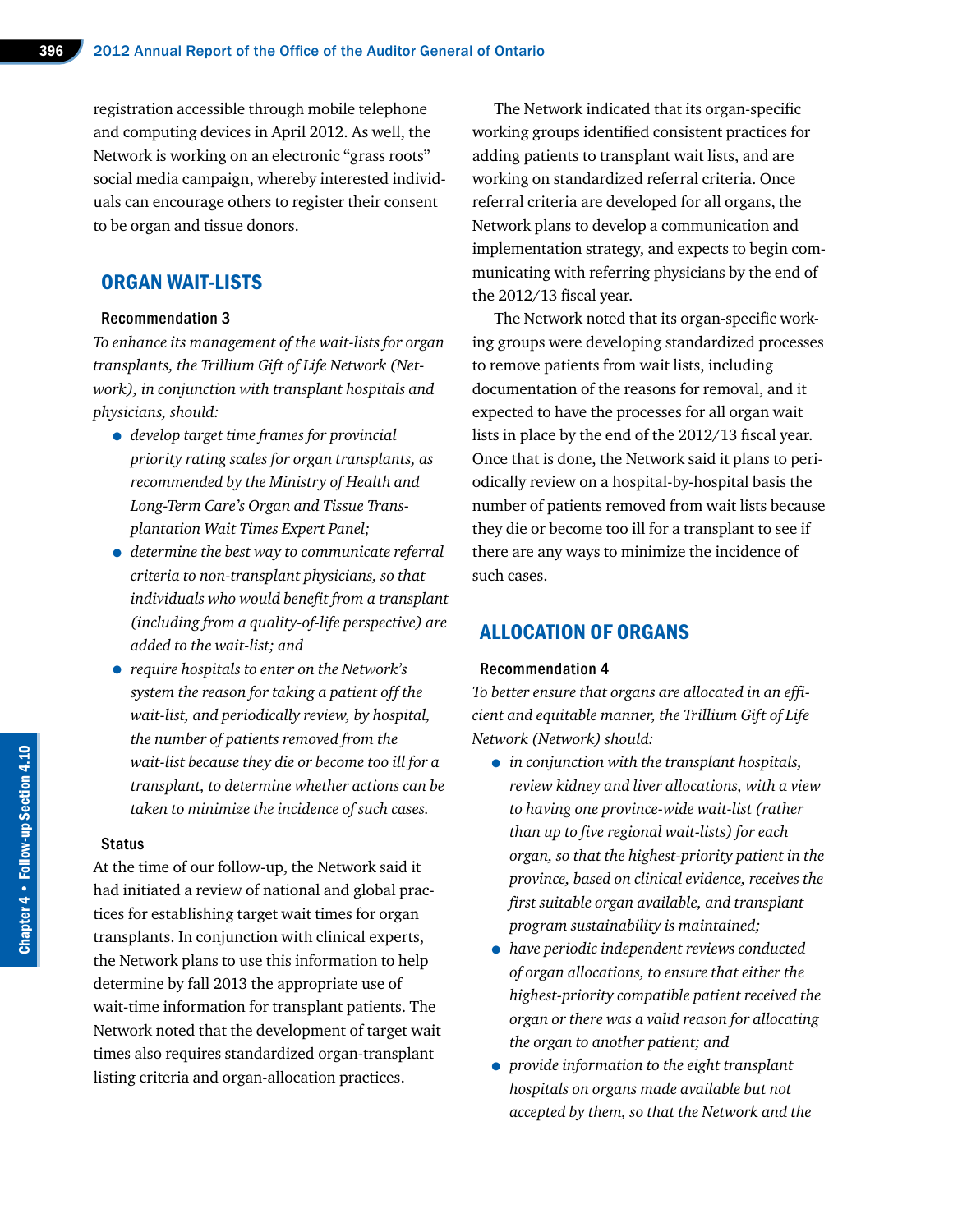registration accessible through mobile telephone and computing devices in April 2012. As well, the Network is working on an electronic "grass roots" social media campaign, whereby interested individuals can encourage others to register their consent to be organ and tissue donors.

## ORGAN WAIT-LISTS

### Recommendation 3

*To enhance its management of the wait-lists for organ transplants, the Trillium Gift of Life Network (Network), in conjunction with transplant hospitals and physicians, should:*

- *develop target time frames for provincial priority rating scales for organ transplants, as recommended by the Ministry of Health and Long-Term Care's Organ and Tissue Transplantation Wait Times Expert Panel;*
- *determine the best way to communicate referral criteria to non-transplant physicians, so that individuals who would benefit from a transplant (including from a quality-of-life perspective) are added to the wait-list; and*
- *require hospitals to enter on the Network's system the reason for taking a patient off the wait-list, and periodically review, by hospital, the number of patients removed from the wait-list because they die or become too ill for a transplant, to determine whether actions can be taken to minimize the incidence of such cases.*

### Status

At the time of our follow-up, the Network said it had initiated a review of national and global practices for establishing target wait times for organ transplants. In conjunction with clinical experts, the Network plans to use this information to help determine by fall 2013 the appropriate use of wait-time information for transplant patients. The Network noted that the development of target wait times also requires standardized organ-transplant listing criteria and organ-allocation practices.

The Network indicated that its organ-specific working groups identified consistent practices for adding patients to transplant wait lists, and are working on standardized referral criteria. Once referral criteria are developed for all organs, the Network plans to develop a communication and implementation strategy, and expects to begin communicating with referring physicians by the end of the 2012/13 fiscal year.

The Network noted that its organ-specific working groups were developing standardized processes to remove patients from wait lists, including documentation of the reasons for removal, and it expected to have the processes for all organ wait lists in place by the end of the 2012/13 fiscal year. Once that is done, the Network said it plans to periodically review on a hospital-by-hospital basis the number of patients removed from wait lists because they die or become too ill for a transplant to see if there are any ways to minimize the incidence of such cases.

## ALLOCATION OF ORGANS

### Recommendation 4

*To better ensure that organs are allocated in an efficient and equitable manner, the Trillium Gift of Life Network (Network) should:*

- *in conjunction with the transplant hospitals, review kidney and liver allocations, with a view to having one province-wide wait-list (rather than up to five regional wait-lists) for each organ, so that the highest-priority patient in the province, based on clinical evidence, receives the first suitable organ available, and transplant program sustainability is maintained;*
- *have periodic independent reviews conducted of organ allocations, to ensure that either the highest-priority compatible patient received the organ or there was a valid reason for allocating the organ to another patient; and*
- *provide information to the eight transplant hospitals on organs made available but not accepted by them, so that the Network and the*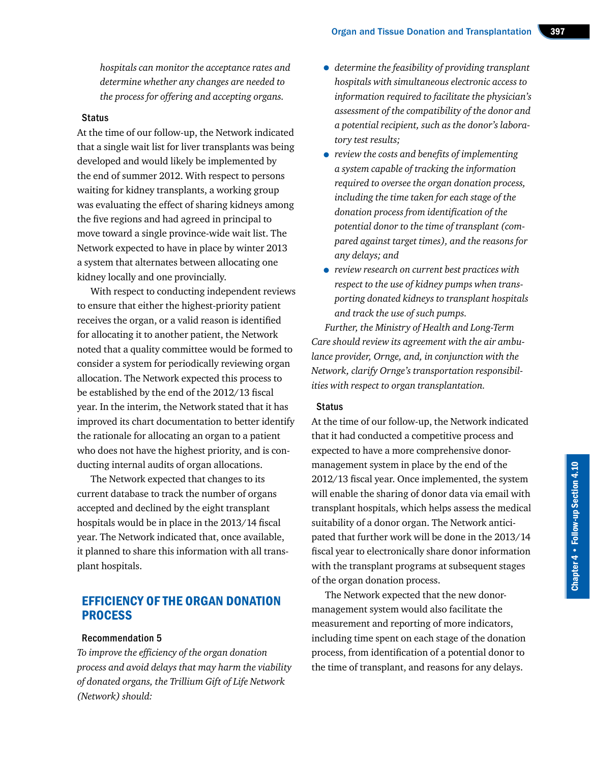*hospitals can monitor the acceptance rates and determine whether any changes are needed to the process for offering and accepting organs.*

### Status

At the time of our follow-up, the Network indicated that a single wait list for liver transplants was being developed and would likely be implemented by the end of summer 2012. With respect to persons waiting for kidney transplants, a working group was evaluating the effect of sharing kidneys among the five regions and had agreed in principal to move toward a single province-wide wait list. The Network expected to have in place by winter 2013 a system that alternates between allocating one kidney locally and one provincially.

With respect to conducting independent reviews to ensure that either the highest-priority patient receives the organ, or a valid reason is identified for allocating it to another patient, the Network noted that a quality committee would be formed to consider a system for periodically reviewing organ allocation. The Network expected this process to be established by the end of the 2012/13 fiscal year. In the interim, the Network stated that it has improved its chart documentation to better identify the rationale for allocating an organ to a patient who does not have the highest priority, and is conducting internal audits of organ allocations.

The Network expected that changes to its current database to track the number of organs accepted and declined by the eight transplant hospitals would be in place in the 2013/14 fiscal year. The Network indicated that, once available, it planned to share this information with all transplant hospitals.

## EFFICIENCY OF THE ORGAN DONATION PROCESS

### Recommendation 5

*To improve the efficiency of the organ donation process and avoid delays that may harm the viability of donated organs, the Trillium Gift of Life Network (Network) should:*

- *determine the feasibility of providing transplant hospitals with simultaneous electronic access to information required to facilitate the physician's assessment of the compatibility of the donor and a potential recipient, such as the donor's laboratory test results;*
- *review the costs and benefits of implementing a system capable of tracking the information required to oversee the organ donation process, including the time taken for each stage of the donation process from identification of the potential donor to the time of transplant (compared against target times), and the reasons for any delays; and*
- *review research on current best practices with respect to the use of kidney pumps when transporting donated kidneys to transplant hospitals and track the use of such pumps.*

*Further, the Ministry of Health and Long-Term Care should review its agreement with the air ambulance provider, Ornge, and, in conjunction with the Network, clarify Ornge's transportation responsibilities with respect to organ transplantation.*

### Status

At the time of our follow-up, the Network indicated that it had conducted a competitive process and expected to have a more comprehensive donor-management system in place by the end of the 2012/13 fiscal year. Once implemented, the system will enable the sharing of donor data via email with transplant hospitals, which helps assess the medical suitability of a donor organ. The Network anticipated that further work will be done in the 2013/14 fiscal year to electronically share donor information with the transplant programs at subsequent stages of the organ donation process.

The Network expected that the new donor-management system would also facilitate the measurement and reporting of more indicators, including time spent on each stage of the donation process, from identification of a potential donor to the time of transplant, and reasons for any delays.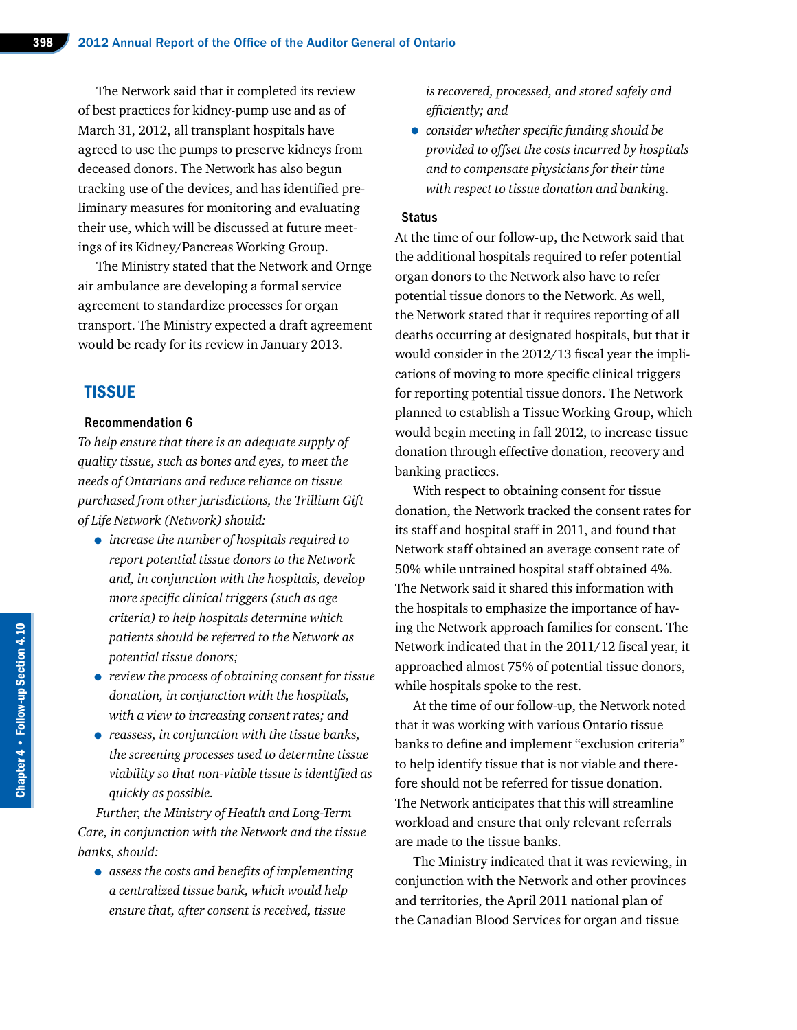The Network said that it completed its review of best practices for kidney-pump use and as of March 31, 2012, all transplant hospitals have agreed to use the pumps to preserve kidneys from deceased donors. The Network has also begun tracking use of the devices, and has identified preliminary measures for monitoring and evaluating their use, which will be discussed at future meetings of its Kidney/Pancreas Working Group.

The Ministry stated that the Network and Ornge air ambulance are developing a formal service agreement to standardize processes for organ transport. The Ministry expected a draft agreement would be ready for its review in January 2013.

## TISSUE

### Recommendation 6

*To help ensure that there is an adequate supply of quality tissue, such as bones and eyes, to meet the needs of Ontarians and reduce reliance on tissue purchased from other jurisdictions, the Trillium Gift of Life Network (Network) should:*

- *increase the number of hospitals required to report potential tissue donors to the Network and, in conjunction with the hospitals, develop more specific clinical triggers (such as age criteria) to help hospitals determine which patients should be referred to the Network as potential tissue donors;*
- *review the process of obtaining consent for tissue donation, in conjunction with the hospitals, with a view to increasing consent rates; and*
- *reassess, in conjunction with the tissue banks, the screening processes used to determine tissue viability so that non-viable tissue is identified as quickly as possible.*

*Further, the Ministry of Health and Long-Term Care, in conjunction with the Network and the tissue banks, should:*

- *assess the costs and benefits of implementing a centralized tissue bank, which would help ensure that, after consent is received, tissue is recovered, processed, and stored safely and efficiently; and*
- *consider whether specific funding should be provided to offset the costs incurred by hospitals and to compensate physicians for their time with respect to tissue donation and banking.*

#### Status

At the time of our follow-up, the Network said that the additional hospitals required to refer potential organ donors to the Network also have to refer potential tissue donors to the Network. As well, the Network stated that it requires reporting of all deaths occurring at designated hospitals, but that it would consider in the 2012/13 fiscal year the implications of moving to more specific clinical triggers for reporting potential tissue donors. The Network planned to establish a Tissue Working Group, which would begin meeting in fall 2012, to increase tissue donation through effective donation, recovery and banking practices.

With respect to obtaining consent for tissue donation, the Network tracked the consent rates for its staff and hospital staff in 2011, and found that Network staff obtained an average consent rate of 50% while untrained hospital staff obtained 4%. The Network said it shared this information with the hospitals to emphasize the importance of having the Network approach families for consent. The Network indicated that in the 2011/12 fiscal year, it approached almost 75% of potential tissue donors, while hospitals spoke to the rest.

At the time of our follow-up, the Network noted that it was working with various Ontario tissue banks to define and implement "exclusion criteria" to help identify tissue that is not viable and therefore should not be referred for tissue donation. The Network anticipates that this will streamline workload and ensure that only relevant referrals are made to the tissue banks.

The Ministry indicated that it was reviewing, in conjunction with the Network and other provinces and territories, the April 2011 national plan of the Canadian Blood Services for organ and tissue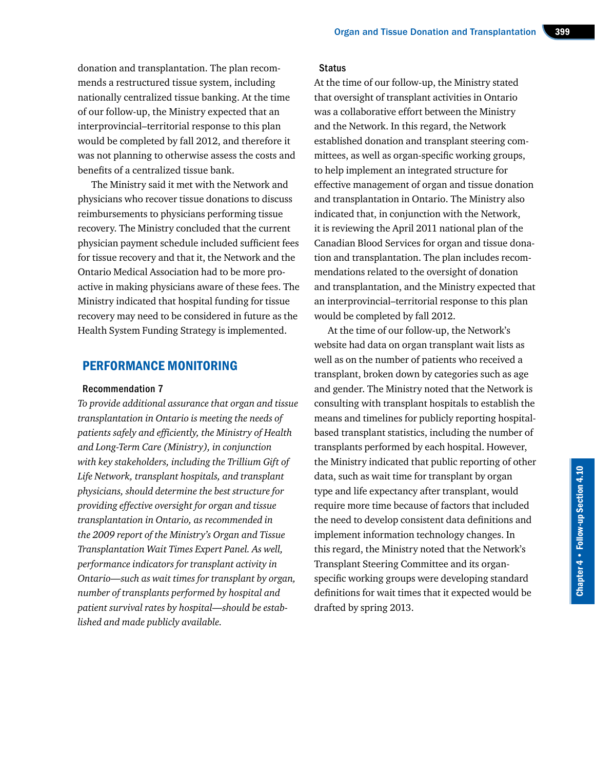donation and transplantation. The plan recommends a restructured tissue system, including nationally centralized tissue banking. At the time of our follow-up, the Ministry expected that an interprovincial–territorial response to this plan would be completed by fall 2012, and therefore it was not planning to otherwise assess the costs and benefits of a centralized tissue bank.

The Ministry said it met with the Network and physicians who recover tissue donations to discuss reimbursements to physicians performing tissue recovery. The Ministry concluded that the current physician payment schedule included sufficient fees for tissue recovery and that it, the Network and the Ontario Medical Association had to be more proactive in making physicians aware of these fees. The Ministry indicated that hospital funding for tissue recovery may need to be considered in future as the Health System Funding Strategy is implemented.

## PERFORMANCE MONITORING

### Recommendation 7

*To provide additional assurance that organ and tissue transplantation in Ontario is meeting the needs of patients safely and efficiently, the Ministry of Health and Long-Term Care (Ministry), in conjunction with key stakeholders, including the Trillium Gift of Life Network, transplant hospitals, and transplant physicians, should determine the best structure for providing effective oversight for organ and tissue transplantation in Ontario, as recommended in the 2009 report of the Ministry's Organ and Tissue Transplantation Wait Times Expert Panel. As well, performance indicators for transplant activity in Ontario—such as wait times for transplant by organ, number of transplants performed by hospital and patient survival rates by hospital—should be established and made publicly available.*

### Status

At the time of our follow-up, the Ministry stated that oversight of transplant activities in Ontario was a collaborative effort between the Ministry and the Network. In this regard, the Network established donation and transplant steering committees, as well as organ-specific working groups, to help implement an integrated structure for effective management of organ and tissue donation and transplantation in Ontario. The Ministry also indicated that, in conjunction with the Network, it is reviewing the April 2011 national plan of the Canadian Blood Services for organ and tissue donation and transplantation. The plan includes recommendations related to the oversight of donation and transplantation, and the Ministry expected that an interprovincial–territorial response to this plan would be completed by fall 2012.

At the time of our follow-up, the Network's website had data on organ transplant wait lists as well as on the number of patients who received a transplant, broken down by categories such as age and gender. The Ministry noted that the Network is consulting with transplant hospitals to establish the means and timelines for publicly reporting hospital-based transplant statistics, including the number of transplants performed by each hospital. However, the Ministry indicated that public reporting of other data, such as wait time for transplant by organ type and life expectancy after transplant, would require more time because of factors that included the need to develop consistent data definitions and implement information technology changes. In this regard, the Ministry noted that the Network's Transplant Steering Committee and its organ-specific working groups were developing standard definitions for wait times that it expected would be drafted by spring 2013.